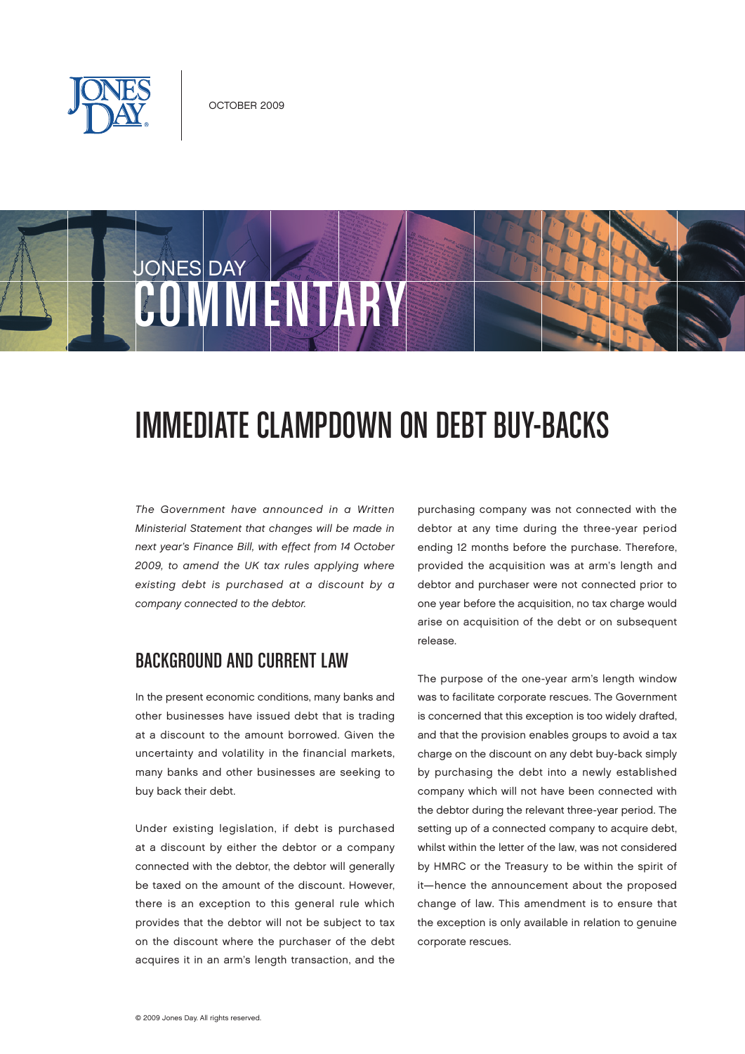OCTOBER 2009

JONES DAY COMMENTARY

# IMMEDIATE CLAMPDOWN ON DEBT BUY-BACKS

*The Government have announced in a Written Ministerial Statement that changes will be made in next year's Finance Bill, with effect from 14 October 2009, to amend the UK tax rules applying where existing debt is purchased at a discount by a company connected to the debtor.*

## BACKGROUND AND CURRENT LAW

In the present economic conditions, many banks and other businesses have issued debt that is trading at a discount to the amount borrowed. Given the uncertainty and volatility in the financial markets, many banks and other businesses are seeking to buy back their debt.

Under existing legislation, if debt is purchased at a discount by either the debtor or a company connected with the debtor, the debtor will generally be taxed on the amount of the discount. However, there is an exception to this general rule which provides that the debtor will not be subject to tax on the discount where the purchaser of the debt acquires it in an arm's length transaction, and the purchasing company was not connected with the debtor at any time during the three-year period ending 12 months before the purchase. Therefore, provided the acquisition was at arm's length and debtor and purchaser were not connected prior to one year before the acquisition, no tax charge would arise on acquisition of the debt or on subsequent release.

The purpose of the one-year arm's length window was to facilitate corporate rescues. The Government is concerned that this exception is too widely drafted, and that the provision enables groups to avoid a tax charge on the discount on any debt buy-back simply by purchasing the debt into a newly established company which will not have been connected with the debtor during the relevant three-year period. The setting up of a connected company to acquire debt, whilst within the letter of the law, was not considered by HMRC or the Treasury to be within the spirit of it—hence the announcement about the proposed change of law. This amendment is to ensure that the exception is only available in relation to genuine corporate rescues.

© 2009 Jones Day. All rights reserved.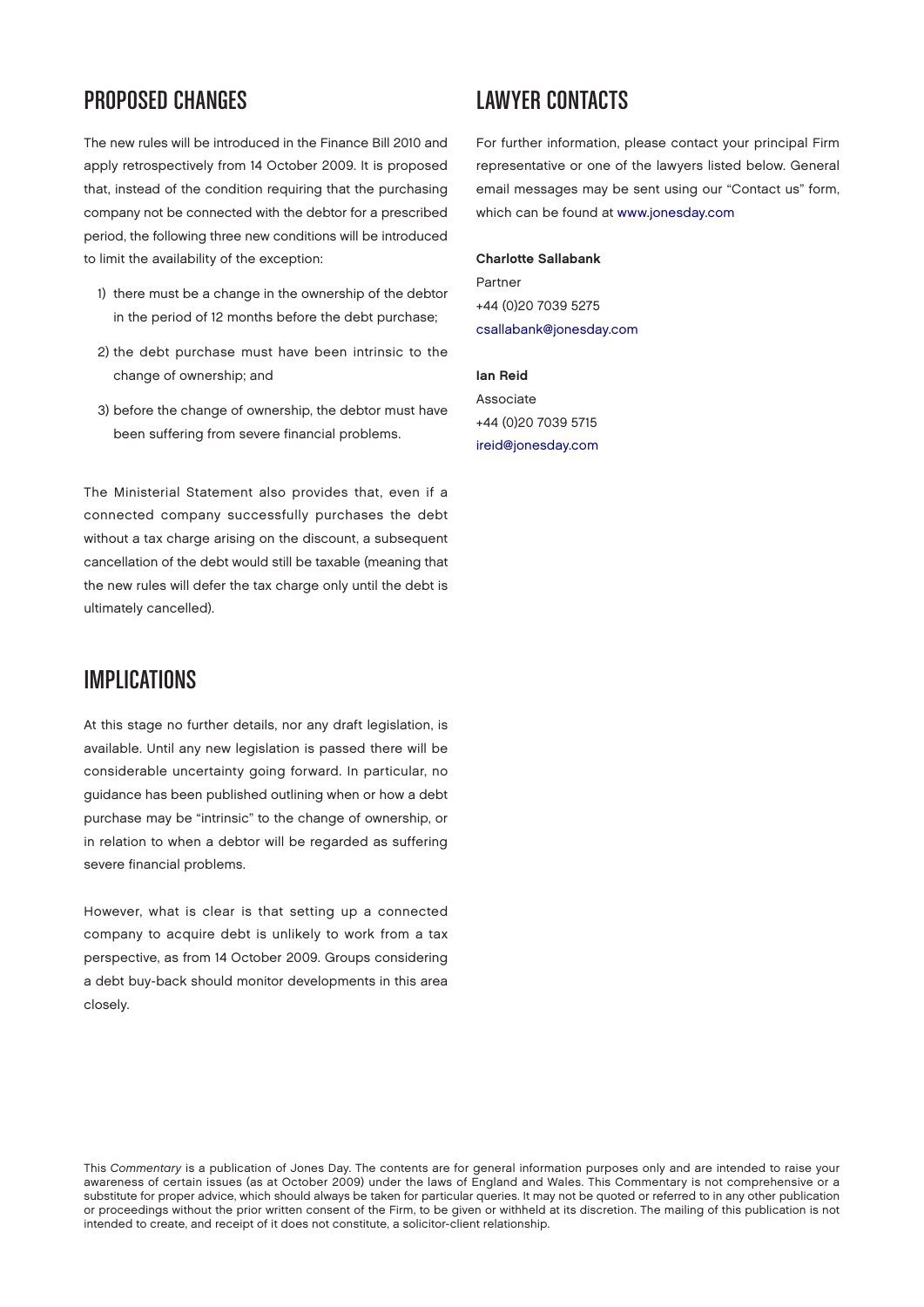## PROPOSED CHANGES

The new rules will be introduced in the Finance Bill 2010 and apply retrospectively from 14 October 2009. It is proposed that, instead of the condition requiring that the purchasing company not be connected with the debtor for a prescribed period, the following three new conditions will be introduced to limit the availability of the exception:

1) there must be a change in the ownership of the debtor in the period of 12 months before the debt purchase;
2) the debt purchase must have been intrinsic to the change of ownership; and
3) before the change of ownership, the debtor must have been suffering from severe financial problems.

The Ministerial Statement also provides that, even if a connected company successfully purchases the debt without a tax charge arising on the discount, a subsequent cancellation of the debt would still be taxable (meaning that the new rules will defer the tax charge only until the debt is ultimately cancelled).

## IMPLICATIONS

At this stage no further details, nor any draft legislation, is available. Until any new legislation is passed there will be considerable uncertainty going forward. In particular, no guidance has been published outlining when or how a debt purchase may be "intrinsic" to the change of ownership, or in relation to when a debtor will be regarded as suffering severe financial problems.

However, what is clear is that setting up a connected company to acquire debt is unlikely to work from a tax perspective, as from 14 October 2009. Groups considering a debt buy-back should monitor developments in this area closely.

## LAWYER CONTACTS

For further information, please contact your principal Firm representative or one of the lawyers listed below. General email messages may be sent using our "Contact us" form, which can be found at www.jonesday.com

**Charlotte Sallabank**
Partner
+44 (0)20 7039 5275
csallabank@jonesday.com

**Ian Reid**
Associate
+44 (0)20 7039 5715
ireid@jonesday.com

This *Commentary* is a publication of Jones Day. The contents are for general information purposes only and are intended to raise your awareness of certain issues (as at October 2009) under the laws of England and Wales. This Commentary is not comprehensive or a substitute for proper advice, which should always be taken for particular queries. It may not be quoted or referred to in any other publication or proceedings without the prior written consent of the Firm, to be given or withheld at its discretion. The mailing of this publication is not intended to create, and receipt of it does not constitute, a solicitor-client relationship.